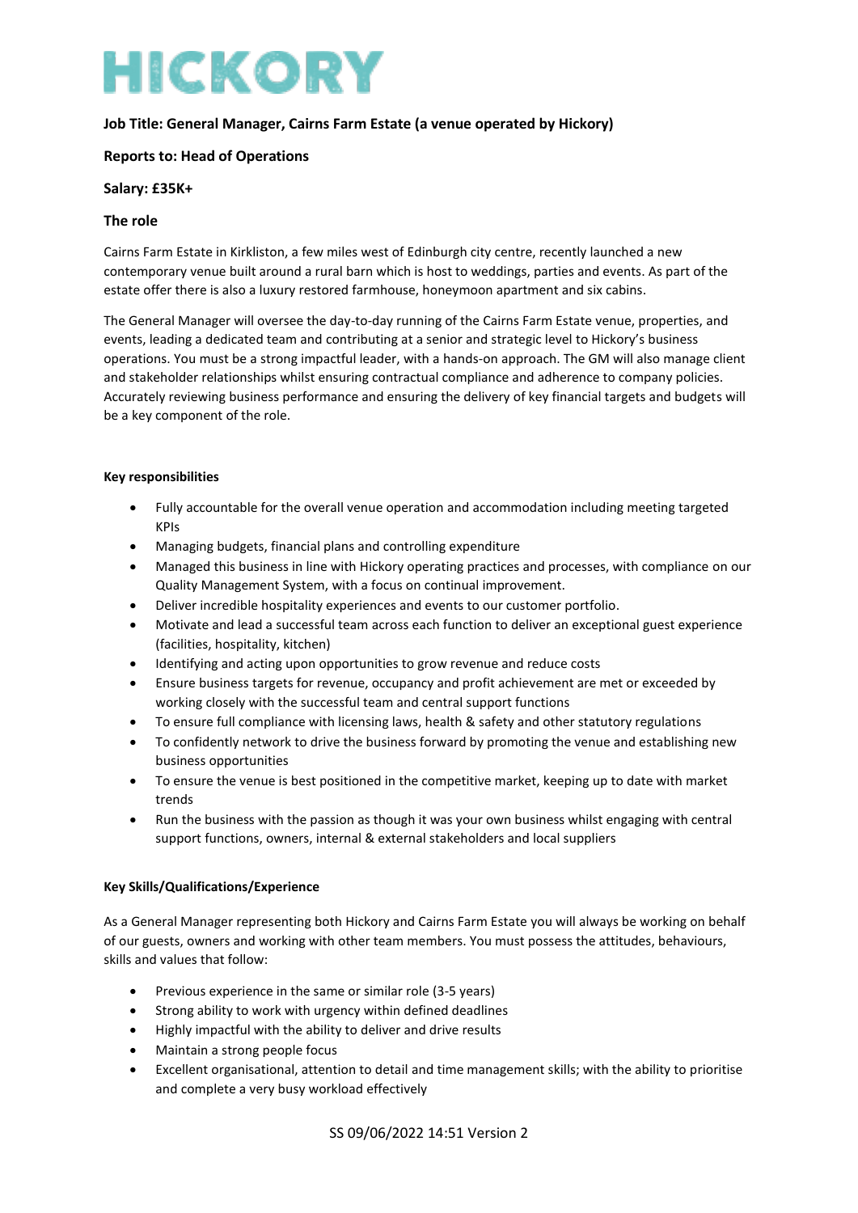# HICKORY

**Job Title: General Manager, Cairns Farm Estate (a venue operated by Hickory)**

**Reports to: Head of Operations**

**Salary: £35K+**

## The role

Cairns Farm Estate in Kirkliston, a few miles west of Edinburgh city centre, recently launched a new contemporary venue built around a rural barn which is host to weddings, parties and events. As part of the estate offer there is also a luxury restored farmhouse, honeymoon apartment and six cabins.

The General Manager will oversee the day-to-day running of the Cairns Farm Estate venue, properties, and events, leading a dedicated team and contributing at a senior and strategic level to Hickory's business operations. You must be a strong impactful leader, with a hands-on approach. The GM will also manage client and stakeholder relationships whilst ensuring contractual compliance and adherence to company policies. Accurately reviewing business performance and ensuring the delivery of key financial targets and budgets will be a key component of the role.

### Key responsibilities

- Fully accountable for the overall venue operation and accommodation including meeting targeted KPIs
- Managing budgets, financial plans and controlling expenditure
- Managed this business in line with Hickory operating practices and processes, with compliance on our Quality Management System, with a focus on continual improvement.
- Deliver incredible hospitality experiences and events to our customer portfolio.
- Motivate and lead a successful team across each function to deliver an exceptional guest experience (facilities, hospitality, kitchen)
- Identifying and acting upon opportunities to grow revenue and reduce costs
- Ensure business targets for revenue, occupancy and profit achievement are met or exceeded by working closely with the successful team and central support functions
- To ensure full compliance with licensing laws, health & safety and other statutory regulations
- To confidently network to drive the business forward by promoting the venue and establishing new business opportunities
- To ensure the venue is best positioned in the competitive market, keeping up to date with market trends
- Run the business with the passion as though it was your own business whilst engaging with central support functions, owners, internal & external stakeholders and local suppliers

### Key Skills/Qualifications/Experience

As a General Manager representing both Hickory and Cairns Farm Estate you will always be working on behalf of our guests, owners and working with other team members. You must possess the attitudes, behaviours, skills and values that follow:

- Previous experience in the same or similar role (3-5 years)
- Strong ability to work with urgency within defined deadlines
- Highly impactful with the ability to deliver and drive results
- Maintain a strong people focus
- Excellent organisational, attention to detail and time management skills; with the ability to prioritise and complete a very busy workload effectively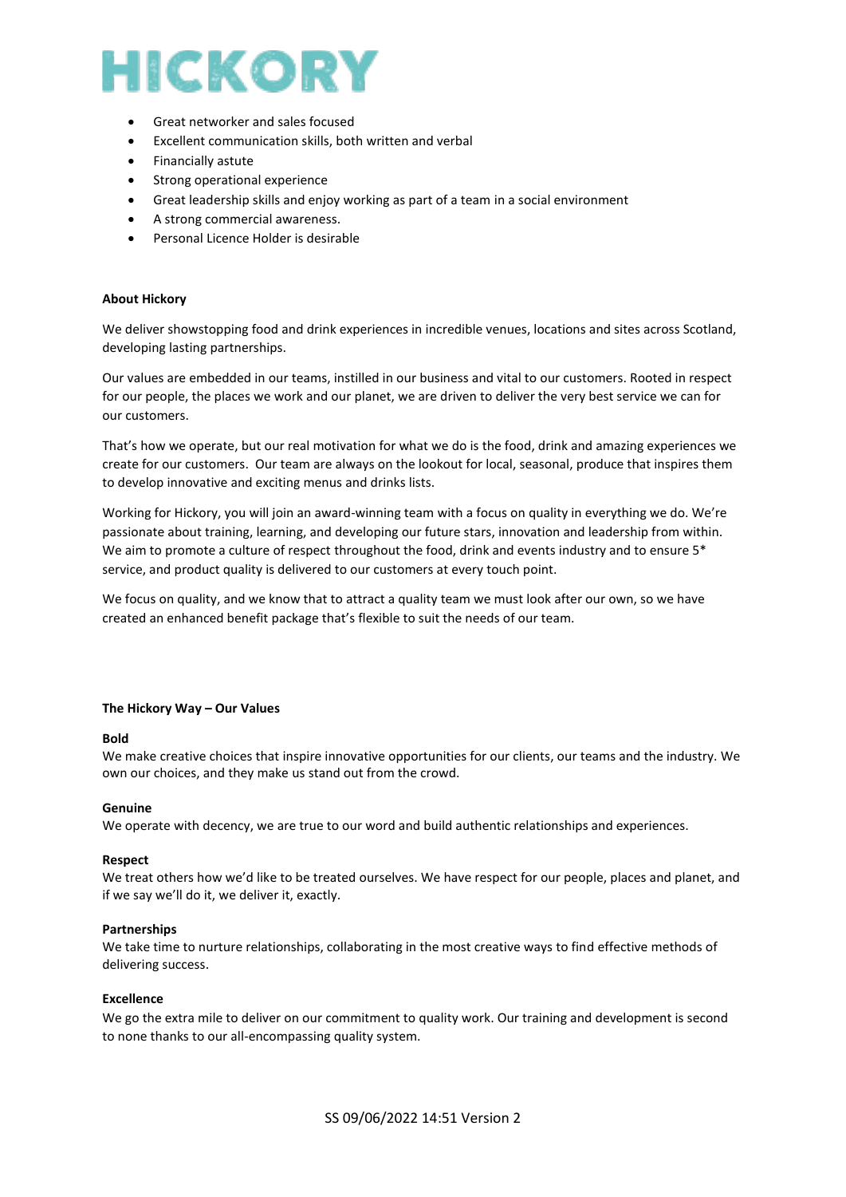- Great networker and sales focused
- Excellent communication skills, both written and verbal
- Financially astute
- Strong operational experience
- Great leadership skills and enjoy working as part of a team in a social environment
- A strong commercial awareness.
- Personal Licence Holder is desirable

**About Hickory**

We deliver showstopping food and drink experiences in incredible venues, locations and sites across Scotland, developing lasting partnerships.

Our values are embedded in our teams, instilled in our business and vital to our customers. Rooted in respect for our people, the places we work and our planet, we are driven to deliver the very best service we can for our customers.

That's how we operate, but our real motivation for what we do is the food, drink and amazing experiences we create for our customers. Our team are always on the lookout for local, seasonal, produce that inspires them to develop innovative and exciting menus and drinks lists.

Working for Hickory, you will join an award-winning team with a focus on quality in everything we do. We're passionate about training, learning, and developing our future stars, innovation and leadership from within. We aim to promote a culture of respect throughout the food, drink and events industry and to ensure 5* service, and product quality is delivered to our customers at every touch point.

We focus on quality, and we know that to attract a quality team we must look after our own, so we have created an enhanced benefit package that's flexible to suit the needs of our team.

**The Hickory Way – Our Values**

**Bold**
We make creative choices that inspire innovative opportunities for our clients, our teams and the industry. We own our choices, and they make us stand out from the crowd.

**Genuine**
We operate with decency, we are true to our word and build authentic relationships and experiences.

**Respect**
We treat others how we'd like to be treated ourselves. We have respect for our people, places and planet, and if we say we'll do it, we deliver it, exactly.

**Partnerships**
We take time to nurture relationships, collaborating in the most creative ways to find effective methods of delivering success.

**Excellence**
We go the extra mile to deliver on our commitment to quality work. Our training and development is second to none thanks to our all-encompassing quality system.